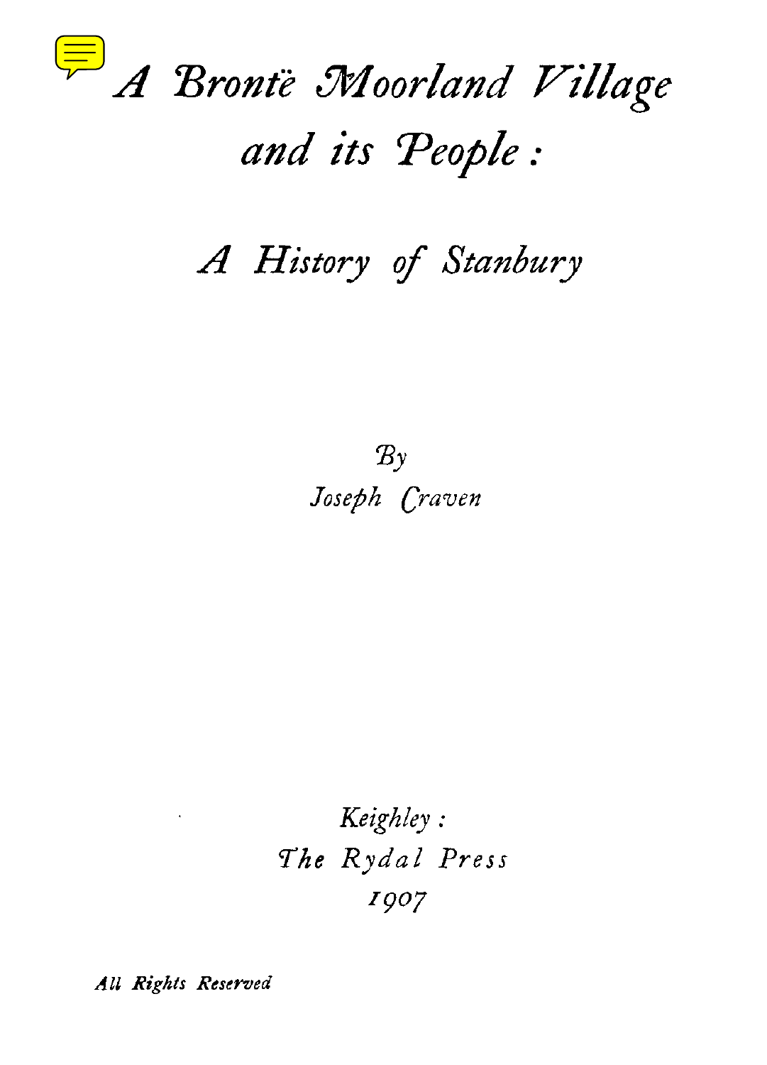# A Brontë Moorland Village and its People:

## A History of Stanbury

By

Joseph Craven

Keighley:
The Rydal Press
1907

*All Rights Reserved*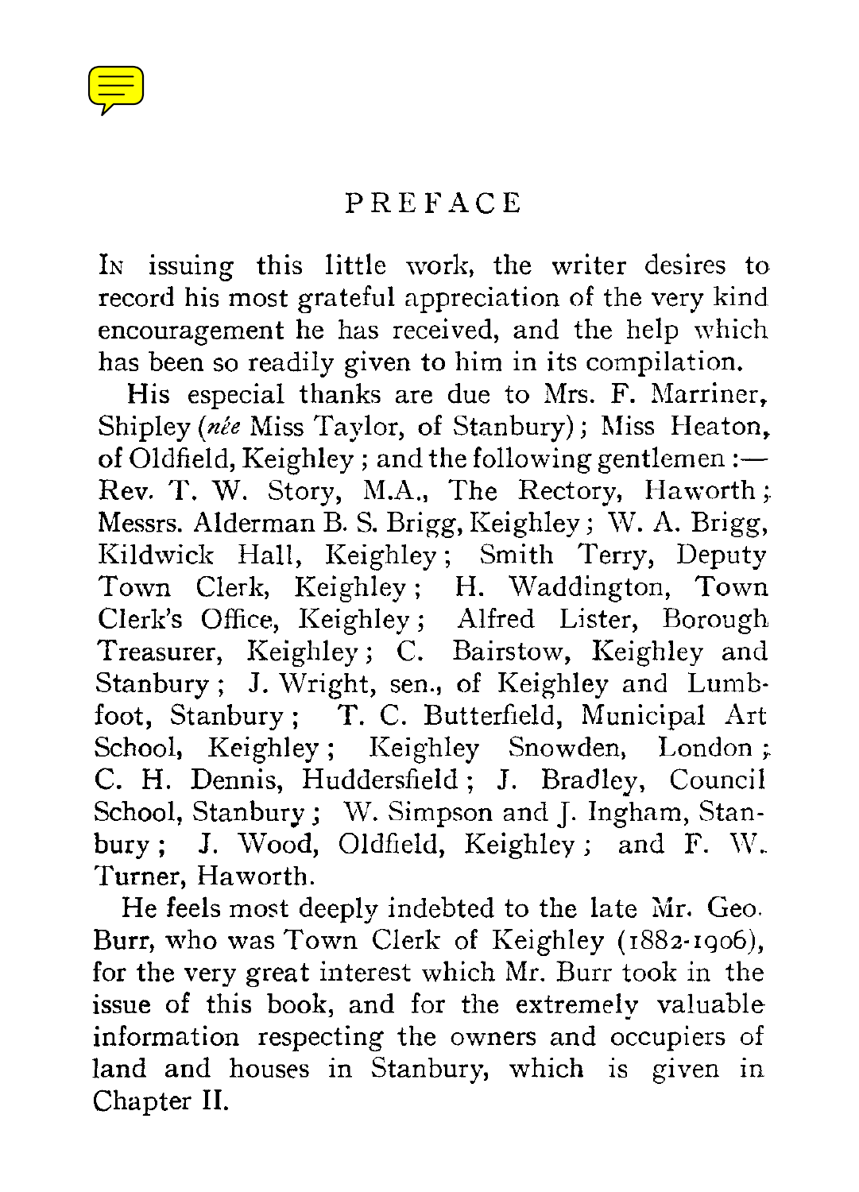# PREFACE

In issuing this little work, the writer desires to record his most grateful appreciation of the very kind encouragement he has received, and the help which has been so readily given to him in its compilation.

His especial thanks are due to Mrs. F. Marriner, Shipley (*née* Miss Taylor, of Stanbury); Miss Heaton, of Oldfield, Keighley; and the following gentlemen:— Rev. T. W. Story, M.A., The Rectory, Haworth; Messrs. Alderman B. S. Brigg, Keighley; W. A. Brigg, Kildwick Hall, Keighley; Smith Terry, Deputy Town Clerk, Keighley; H. Waddington, Town Clerk's Office, Keighley; Alfred Lister, Borough Treasurer, Keighley; C. Bairstow, Keighley and Stanbury; J. Wright, sen., of Keighley and Lumbfoot, Stanbury; T. C. Butterfield, Municipal Art School, Keighley; Keighley Snowden, London; C. H. Dennis, Huddersfield; J. Bradley, Council School, Stanbury; W. Simpson and J. Ingham, Stanbury; J. Wood, Oldfield, Keighley; and F. W. Turner, Haworth.

He feels most deeply indebted to the late Mr. Geo. Burr, who was Town Clerk of Keighley (1882-1906), for the very great interest which Mr. Burr took in the issue of this book, and for the extremely valuable information respecting the owners and occupiers of land and houses in Stanbury, which is given in Chapter II.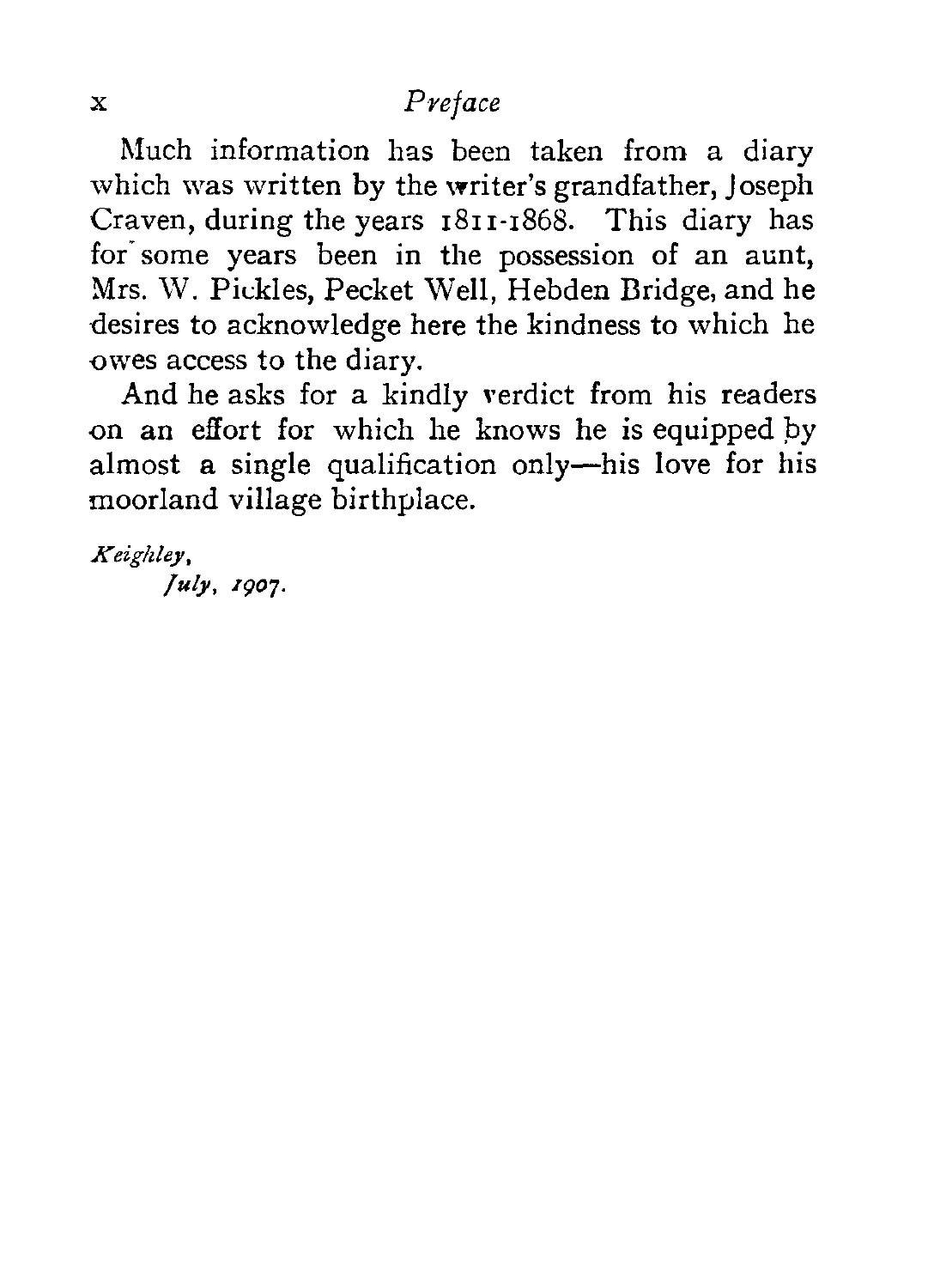Much information has been taken from a diary which was written by the writer's grandfather, Joseph Craven, during the years 1811-1868. This diary has for some years been in the possession of an aunt, Mrs. W. Pickles, Pecket Well, Hebden Bridge, and he desires to acknowledge here the kindness to which he owes access to the diary.

And he asks for a kindly verdict from his readers on an effort for which he knows he is equipped by almost a single qualification only—his love for his moorland village birthplace.

*Keighley,*
*July, 1907.*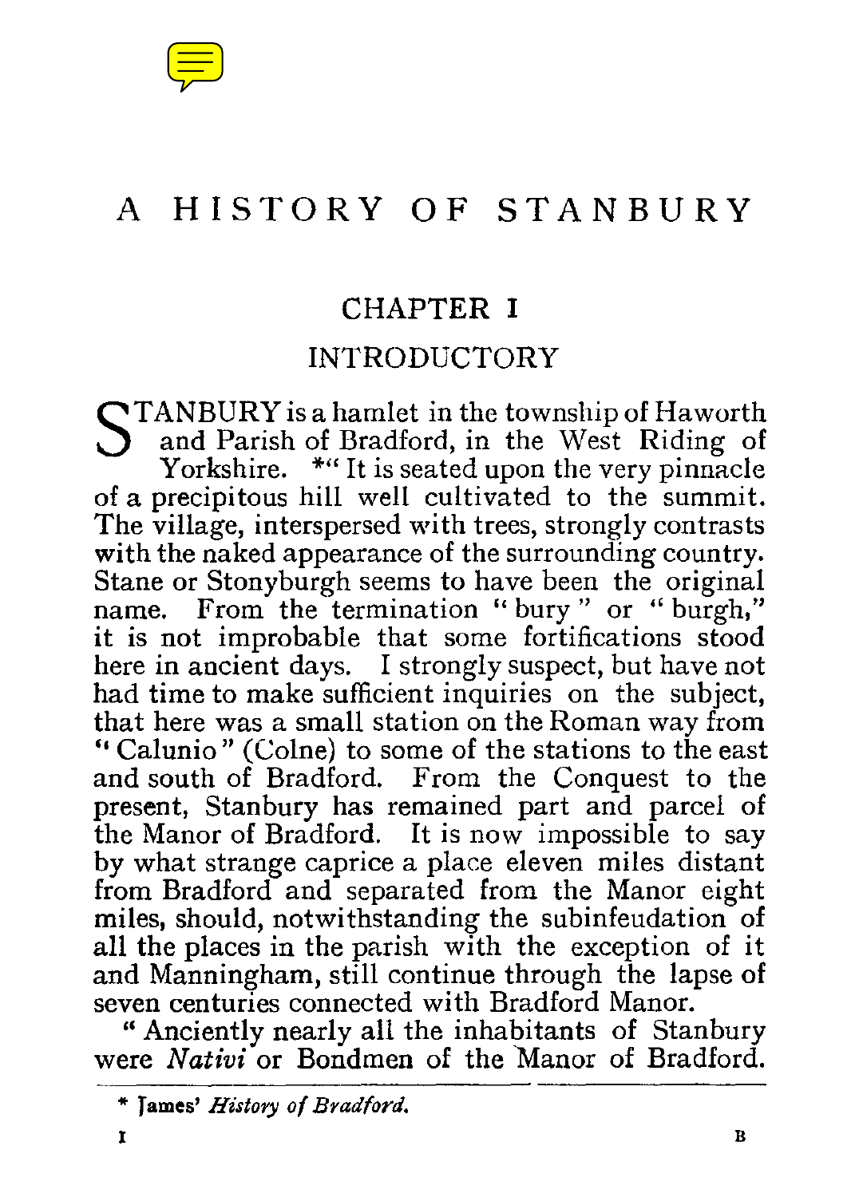# A HISTORY OF STANBURY

## CHAPTER I

### INTRODUCTORY

STANBURY is a hamlet in the township of Haworth and Parish of Bradford, in the West Riding of Yorkshire. *" It is seated upon the very pinnacle of a precipitous hill well cultivated to the summit. The village, interspersed with trees, strongly contrasts with the naked appearance of the surrounding country. Stane or Stonyburgh seems to have been the original name. From the termination " bury " or " burgh," it is not improbable that some fortifications stood here in ancient days. I strongly suspect, but have not had time to make sufficient inquiries on the subject, that here was a small station on the Roman way from " Calunio " (Colne) to some of the stations to the east and south of Bradford. From the Conquest to the present, Stanbury has remained part and parcel of the Manor of Bradford. It is now impossible to say by what strange caprice a place eleven miles distant from Bradford and separated from the Manor eight miles, should, notwithstanding the subinfeudation of all the places in the parish with the exception of it and Manningham, still continue through the lapse of seven centuries connected with Bradford Manor.

" Anciently nearly all the inhabitants of Stanbury were *Nativi* or Bondmen of the Manor of Bradford.

---

* James' *History of Bradford.*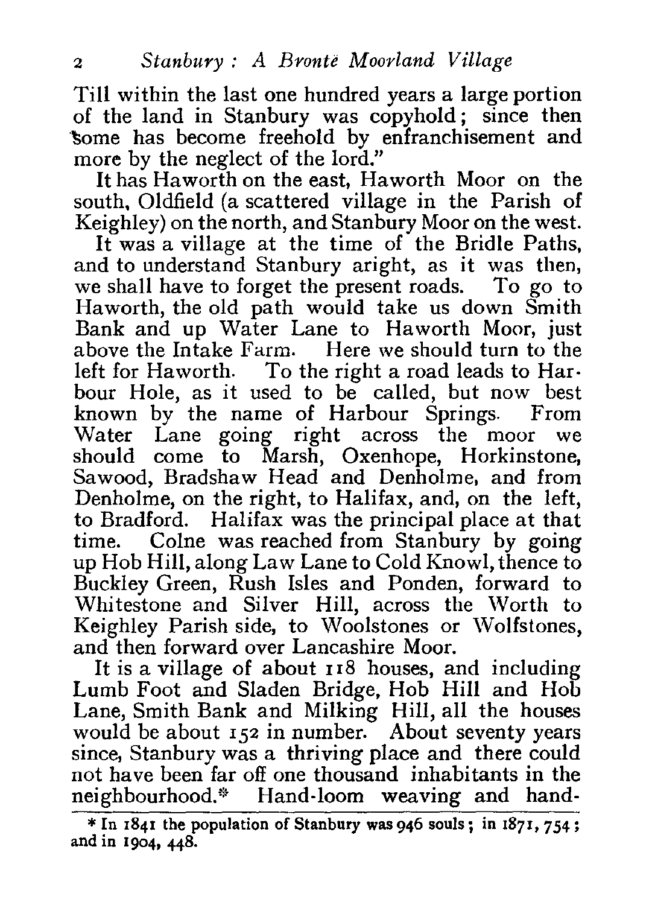Till within the last one hundred years a large portion of the land in Stanbury was copyhold; since then some has become freehold by enfranchisement and more by the neglect of the lord."

It has Haworth on the east, Haworth Moor on the south, Oldfield (a scattered village in the Parish of Keighley) on the north, and Stanbury Moor on the west.

It was a village at the time of the Bridle Paths, and to understand Stanbury aright, as it was then, we shall have to forget the present roads. To go to Haworth, the old path would take us down Smith Bank and up Water Lane to Haworth Moor, just above the Intake Farm. Here we should turn to the left for Haworth. To the right a road leads to Harbour Hole, as it used to be called, but now best known by the name of Harbour Springs. From Water Lane going right across the moor we should come to Marsh, Oxenhope, Horkinstone, Sawood, Bradshaw Head and Denholme, and from Denholme, on the right, to Halifax, and, on the left, to Bradford. Halifax was the principal place at that time. Colne was reached from Stanbury by going up Hob Hill, along Law Lane to Cold Knowl, thence to Buckley Green, Rush Isles and Ponden, forward to Whitestone and Silver Hill, across the Worth to Keighley Parish side, to Woolstones or Wolfstones, and then forward over Lancashire Moor.

It is a village of about 118 houses, and including Lumb Foot and Sladen Bridge, Hob Hill and Hob Lane, Smith Bank and Milking Hill, all the houses would be about 152 in number. About seventy years since, Stanbury was a thriving place and there could not have been far off one thousand inhabitants in the neighbourhood.* Hand-loom weaving and hand-

* In 1841 the population of Stanbury was 946 souls; in 1871, 754; and in 1904, 448.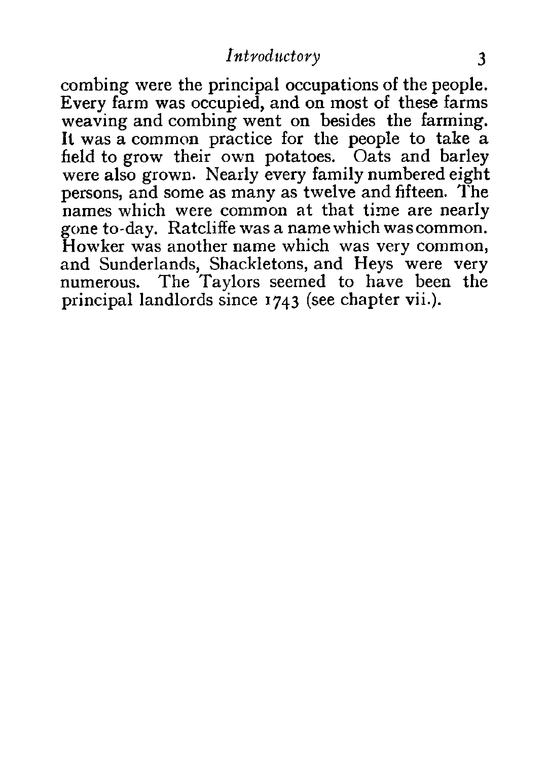combing were the principal occupations of the people. Every farm was occupied, and on most of these farms weaving and combing went on besides the farming. It was a common practice for the people to take a field to grow their own potatoes. Oats and barley were also grown. Nearly every family numbered eight persons, and some as many as twelve and fifteen. The names which were common at that time are nearly gone to-day. Ratcliffe was a name which was common. Howker was another name which was very common, and Sunderlands, Shackletons, and Heys were very numerous. The Taylors seemed to have been the principal landlords since 1743 (see chapter vii.).